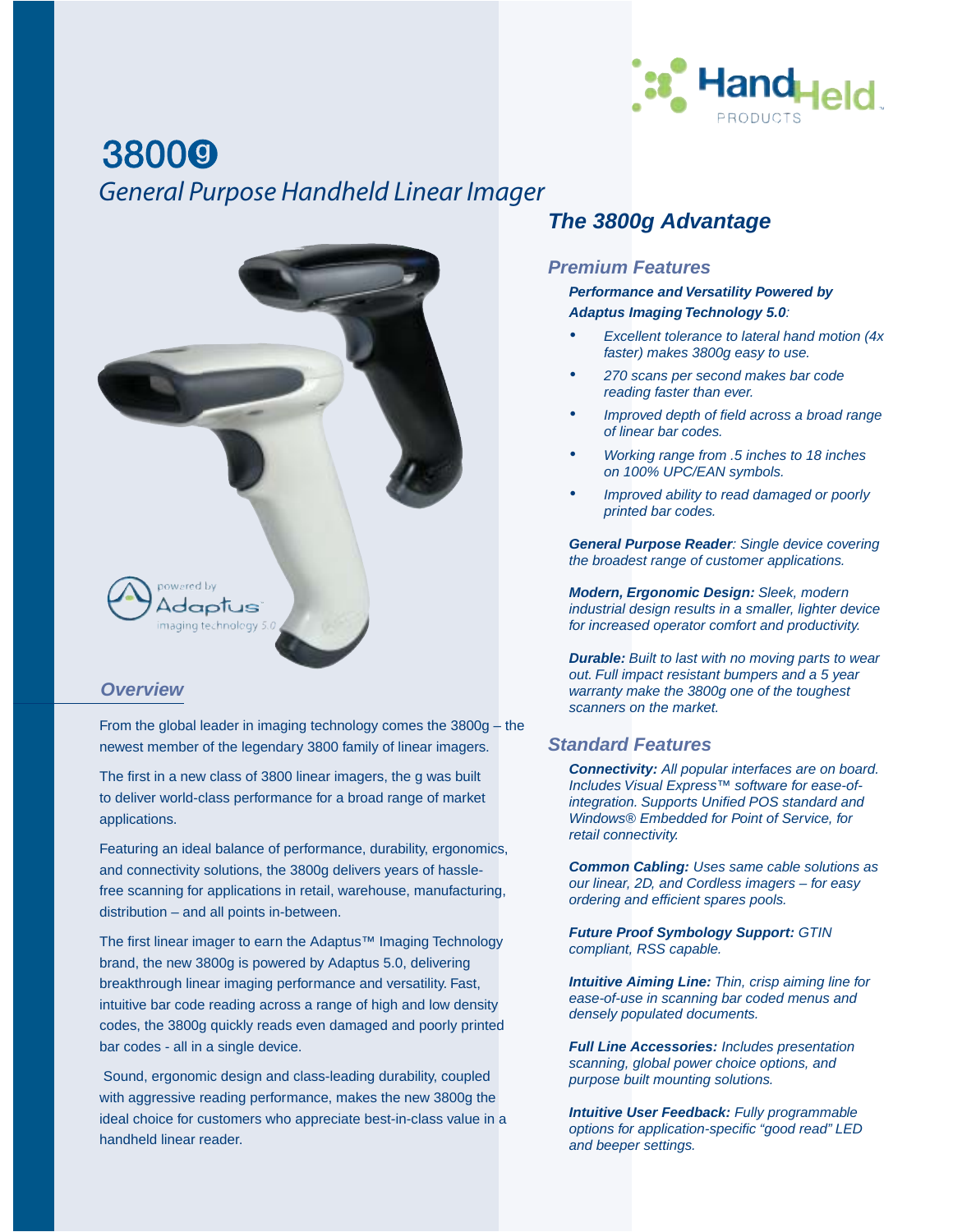# 3800g

## General Purpose Handheld Linear Imager

powered by Adaptus imaging technology 5.0

### Overview

From the global leader in imaging technology comes the 3800g – the newest member of the legendary 3800 family of linear imagers.

The first in a new class of 3800 linear imagers, the g was built to deliver world-class performance for a broad range of market applications.

Featuring an ideal balance of performance, durability, ergonomics, and connectivity solutions, the 3800g delivers years of hassle-free scanning for applications in retail, warehouse, manufacturing, distribution – and all points in-between.

The first linear imager to earn the Adaptus™ Imaging Technology brand, the new 3800g is powered by Adaptus 5.0, delivering breakthrough linear imaging performance and versatility. Fast, intuitive bar code reading across a range of high and low density codes, the 3800g quickly reads even damaged and poorly printed bar codes - all in a single device.

Sound, ergonomic design and class-leading durability, coupled with aggressive reading performance, makes the new 3800g the ideal choice for customers who appreciate best-in-class value in a handheld linear reader.

## The 3800g Advantage

### Premium Features

***Performance and Versatility Powered by Adaptus Imaging Technology 5.0:***

- *Excellent tolerance to lateral hand motion (4x faster) makes 3800g easy to use.*
- *270 scans per second makes bar code reading faster than ever.*
- *Improved depth of field across a broad range of linear bar codes.*
- *Working range from .5 inches to 18 inches on 100% UPC/EAN symbols.*
- *Improved ability to read damaged or poorly printed bar codes.*

***General Purpose Reader****: Single device covering the broadest range of customer applications.*

***Modern, Ergonomic Design:*** *Sleek, modern industrial design results in a smaller, lighter device for increased operator comfort and productivity.*

***Durable:*** *Built to last with no moving parts to wear out. Full impact resistant bumpers and a 5 year warranty make the 3800g one of the toughest scanners on the market.*

### Standard Features

***Connectivity:*** *All popular interfaces are on board. Includes Visual Express™ software for ease-of-integration. Supports Unified POS standard and Windows® Embedded for Point of Service, for retail connectivity.*

***Common Cabling:*** *Uses same cable solutions as our linear, 2D, and Cordless imagers – for easy ordering and efficient spares pools.*

***Future Proof Symbology Support:*** *GTIN compliant, RSS capable.*

***Intuitive Aiming Line:*** *Thin, crisp aiming line for ease-of-use in scanning bar coded menus and densely populated documents.*

***Full Line Accessories:*** *Includes presentation scanning, global power choice options, and purpose built mounting solutions.*

***Intuitive User Feedback:*** *Fully programmable options for application-specific "good read" LED and beeper settings.*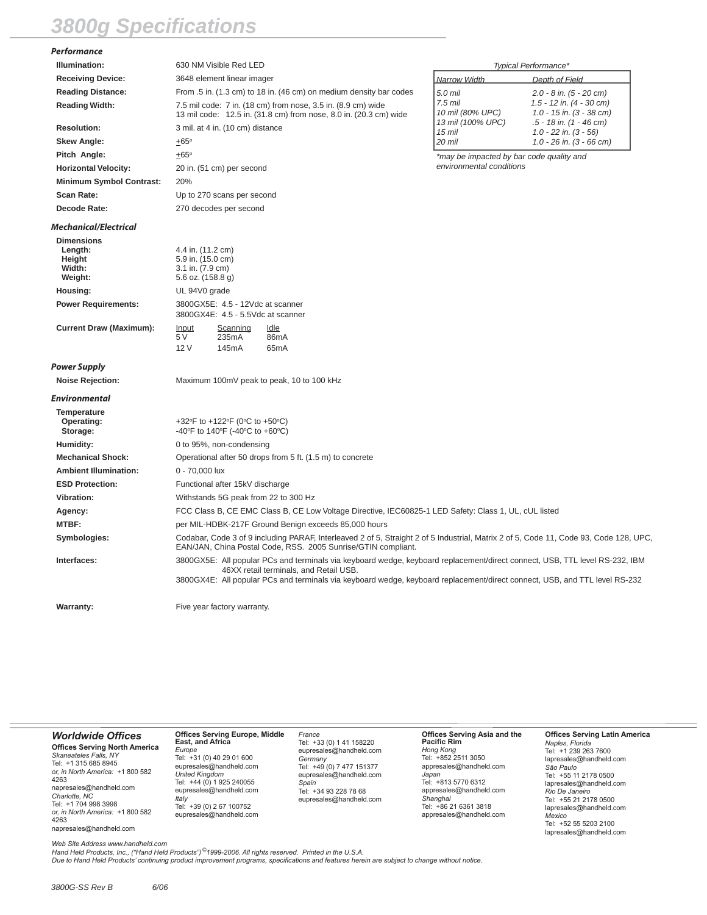// 3800g Specifications

### Performance

| | |
|---|---|
| **Illumination:** | 630 NM Visible Red LED |
| **Receiving Device:** | 3648 element linear imager |
| **Reading Distance:** | From .5 in. (1.3 cm) to 18 in. (46 cm) on medium density bar codes |
| **Reading Width:** | 7.5 mil code: 7 in. (18 cm) from nose, 3.5 in. (8.9 cm) wide<br>13 mil code: 12.5 in. (31.8 cm) from nose, 8.0 in. (20.3 cm) wide |
| **Resolution:** | 3 mil. at 4 in. (10 cm) distance |
| **Skew Angle:** | ±65° |
| **Pitch Angle:** | ±65° |
| **Horizontal Velocity:** | 20 in. (51 cm) per second |
| **Minimum Symbol Contrast:** | 20% |
| **Scan Rate:** | Up to 270 scans per second |
| **Decode Rate:** | 270 decodes per second |

*Typical Performance**

| *Narrow Width* | *Depth of Field* |
|---|---|
| *5.0 mil* | *2.0 - 8 in. (5 - 20 cm)* |
| *7.5 mil* | *1.5 - 12 in. (4 - 30 cm)* |
| *10 mil (80% UPC)* | *1.0 - 15 in. (3 - 38 cm)* |
| *13 mil (100% UPC)* | *.5 - 18 in. (1 - 46 cm)* |
| *15 mil* | *1.0 - 22 in. (3 - 56)* |
| *20 mil* | *1.0 - 26 in. (3 - 66 cm)* |

*\*may be impacted by bar code quality and environmental conditions*

### Mechanical/Electrical

| | |
|---|---|
| **Dimensions** | |
| **Length:** | 4.4 in. (11.2 cm) |
| **Height** | 5.9 in. (15.0 cm) |
| **Width:** | 3.1 in. (7.9 cm) |
| **Weight:** | 5.6 oz. (158.8 g) |
| **Housing:** | UL 94V0 grade |
| **Power Requirements:** | 3800GX5E: 4.5 - 12Vdc at scanner<br>3800GX4E: 4.5 - 5.5Vdc at scanner |

**Current Draw (Maximum):**

| Input | Scanning | Idle |
|---|---|---|
| 5 V | 235mA | 86mA |
| 12 V | 145mA | 65mA |

### Power Supply

| | |
|---|---|
| **Noise Rejection:** | Maximum 100mV peak to peak, 10 to 100 kHz |

### Environmental

| | |
|---|---|
| **Temperature** | |
| **Operating:** | +32°F to +122°F (0°C to +50°C) |
| **Storage:** | -40°F to 140°F (-40°C to +60°C) |
| **Humidity:** | 0 to 95%, non-condensing |
| **Mechanical Shock:** | Operational after 50 drops from 5 ft. (1.5 m) to concrete |
| **Ambient Illumination:** | 0 - 70,000 lux |
| **ESD Protection:** | Functional after 15kV discharge |
| **Vibration:** | Withstands 5G peak from 22 to 300 Hz |
| **Agency:** | FCC Class B, CE EMC Class B, CE Low Voltage Directive, IEC60825-1 LED Safety: Class 1, UL, cUL listed |
| **MTBF:** | per MIL-HDBK-217F Ground Benign exceeds 85,000 hours |
| **Symbologies:** | Codabar, Code 3 of 9 including PARAF, Interleaved 2 of 5, Straight 2 of 5 Industrial, Matrix 2 of 5, Code 11, Code 93, Code 128, UPC, EAN/JAN, China Postal Code, RSS. 2005 Sunrise/GTIN compliant. |
| **Interfaces:** | 3800GX5E: All popular PCs and terminals via keyboard wedge, keyboard replacement/direct connect, USB, TTL level RS-232, IBM 46XX retail terminals, and Retail USB.<br>3800GX4E: All popular PCs and terminals via keyboard wedge, keyboard replacement/direct connect, USB, and TTL level RS-232 |
| **Warranty:** | Five year factory warranty. |

## Worldwide Offices

**Offices Serving North America**
*Skaneateles Falls, NY*
Tel: +1 315 685 8945
*or, in North America:* +1 800 582 4263
napresales@handheld.com
*Charlotte, NC*
Tel: +1 704 998 3998
*or, in North America:* +1 800 582 4263
napresales@handheld.com

**Offices Serving Europe, Middle East, and Africa**
*Europe*
Tel: +31 (0) 40 29 01 600
eupresales@handheld.com
*United Kingdom*
Tel: +44 (0) 1 925 240055
eupresales@handheld.com
*Italy*
Tel: +39 (0) 2 67 100752
eupresales@handheld.com
*France*
Tel: +33 (0) 1 41 158220
eupresales@handheld.com
*Germany*
Tel: +49 (0) 7 477 151377
eupresales@handheld.com
*Spain*
Tel: +34 93 228 78 68
eupresales@handheld.com

**Offices Serving Asia and the Pacific Rim**
*Hong Kong*
Tel: +852 2511 3050
appresales@handheld.com
*Japan*
Tel: +813 5770 6312
appresales@handheld.com
*Shanghai*
Tel: +86 21 6361 3818
appresales@handheld.com

**Offices Serving Latin America**
*Naples, Florida*
Tel: +1 239 263 7600
lapresales@handheld.com
*São Paulo*
Tel: +55 11 2178 0500
lapresales@handheld.com
*Rio De Janeiro*
Tel: +55 21 2178 0500
lapresales@handheld.com
*Mexico*
Tel: +52 55 5203 2100
lapresales@handheld.com

*Web Site Address www.handheld.com*
*Hand Held Products, Inc., ("Hand Held Products") ©1999-2006. All rights reserved. Printed in the U.S.A.*
*Due to Hand Held Products' continuing product improvement programs, specifications and features herein are subject to change without notice.*

*3800G-SS Rev B 6/06*